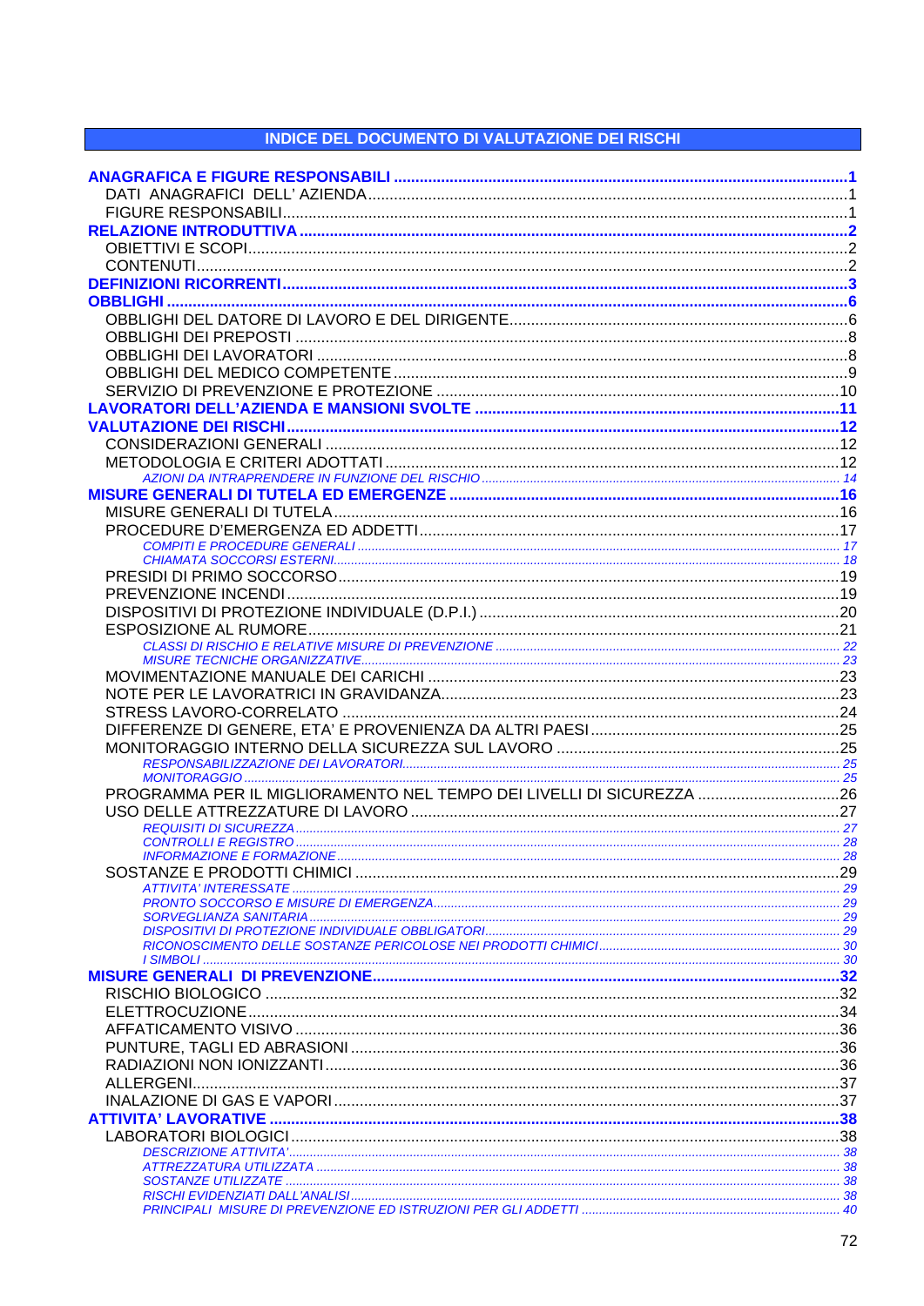# INDICE DEL DOCUMENTO DI VALUTAZIONE DEI RISCHI

**ANAGRAFICA E FIGURE RESPONSABILI** ..... **1**
- DATI ANAGRAFICI DELL' AZIENDA ..... 1
- FIGURE RESPONSABILI ..... 1

**RELAZIONE INTRODUTTIVA** ..... **2**
- OBIETTIVI E SCOPI ..... 2
- CONTENUTI ..... 2

**DEFINIZIONI RICORRENTI** ..... **3**

**OBBLIGHI** ..... **6**
- OBBLIGHI DEL DATORE DI LAVORO E DEL DIRIGENTE ..... 6
- OBBLIGHI DEI PREPOSTI ..... 8
- OBBLIGHI DEI LAVORATORI ..... 8
- OBBLIGHI DEL MEDICO COMPETENTE ..... 9
- SERVIZIO DI PREVENZIONE E PROTEZIONE ..... 10

**LAVORATORI DELL'AZIENDA E MANSIONI SVOLTE** ..... **11**

**VALUTAZIONE DEI RISCHI** ..... **12**
- CONSIDERAZIONI GENERALI ..... 12
- METODOLOGIA E CRITERI ADOTTATI ..... 12
  - *AZIONI DA INTRAPRENDERE IN FUNZIONE DEL RISCHIO* ..... 14

**MISURE GENERALI DI TUTELA ED EMERGENZE** ..... **16**
- MISURE GENERALI DI TUTELA ..... 16
- PROCEDURE D'EMERGENZA ED ADDETTI ..... 17
  - *COMPITI E PROCEDURE GENERALI* ..... 17
  - *CHIAMATA SOCCORSI ESTERNI* ..... 18
- PRESIDI DI PRIMO SOCCORSO ..... 19
- PREVENZIONE INCENDI ..... 19
- DISPOSITIVI DI PROTEZIONE INDIVIDUALE (D.P.I.) ..... 20
- ESPOSIZIONE AL RUMORE ..... 21
  - *CLASSI DI RISCHIO E RELATIVE MISURE DI PREVENZIONE* ..... 22
  - *MISURE TECNICHE ORGANIZZATIVE* ..... 23
- MOVIMENTAZIONE MANUALE DEI CARICHI ..... 23
- NOTE PER LE LAVORATRICI IN GRAVIDANZA ..... 23
- STRESS LAVORO-CORRELATO ..... 24
- DIFFERENZE DI GENERE, ETA' E PROVENIENZA DA ALTRI PAESI ..... 25
- MONITORAGGIO INTERNO DELLA SICUREZZA SUL LAVORO ..... 25
  - *RESPONSABILIZZAZIONE DEI LAVORATORI* ..... 25
  - *MONITORAGGIO* ..... 25
- PROGRAMMA PER IL MIGLIORAMENTO NEL TEMPO DEI LIVELLI DI SICUREZZA ..... 26
- USO DELLE ATTREZZATURE DI LAVORO ..... 27
  - *REQUISITI DI SICUREZZA* ..... 27
  - *CONTROLLI E REGISTRO* ..... 28
  - *INFORMAZIONE E FORMAZIONE* ..... 28
- SOSTANZE E PRODOTTI CHIMICI ..... 29
  - *ATTIVITA' INTERESSATE* ..... 29
  - *PRONTO SOCCORSO E MISURE DI EMERGENZA* ..... 29
  - *SORVEGLIANZA SANITARIA* ..... 29
  - *DISPOSITIVI DI PROTEZIONE INDIVIDUALE OBBLIGATORI* ..... 29
  - *RICONOSCIMENTO DELLE SOSTANZE PERICOLOSE NEI PRODOTTI CHIMICI* ..... 30
  - *I SIMBOLI* ..... 30

**MISURE GENERALI DI PREVENZIONE** ..... **32**
- RISCHIO BIOLOGICO ..... 32
- ELETTROCUZIONE ..... 34
- AFFATICAMENTO VISIVO ..... 36
- PUNTURE, TAGLI ED ABRASIONI ..... 36
- RADIAZIONI NON IONIZZANTI ..... 36
- ALLERGENI ..... 37
- INALAZIONE DI GAS E VAPORI ..... 37

**ATTIVITA' LAVORATIVE** ..... **38**
- LABORATORI BIOLOGICI ..... 38
  - *DESCRIZIONE ATTIVITA'* ..... 38
  - *ATTREZZATURA UTILIZZATA* ..... 38
  - *SOSTANZE UTILIZZATE* ..... 38
  - *RISCHI EVIDENZIATI DALL'ANALISI* ..... 38
  - *PRINCIPALI MISURE DI PREVENZIONE ED ISTRUZIONI PER GLI ADDETTI* ..... 40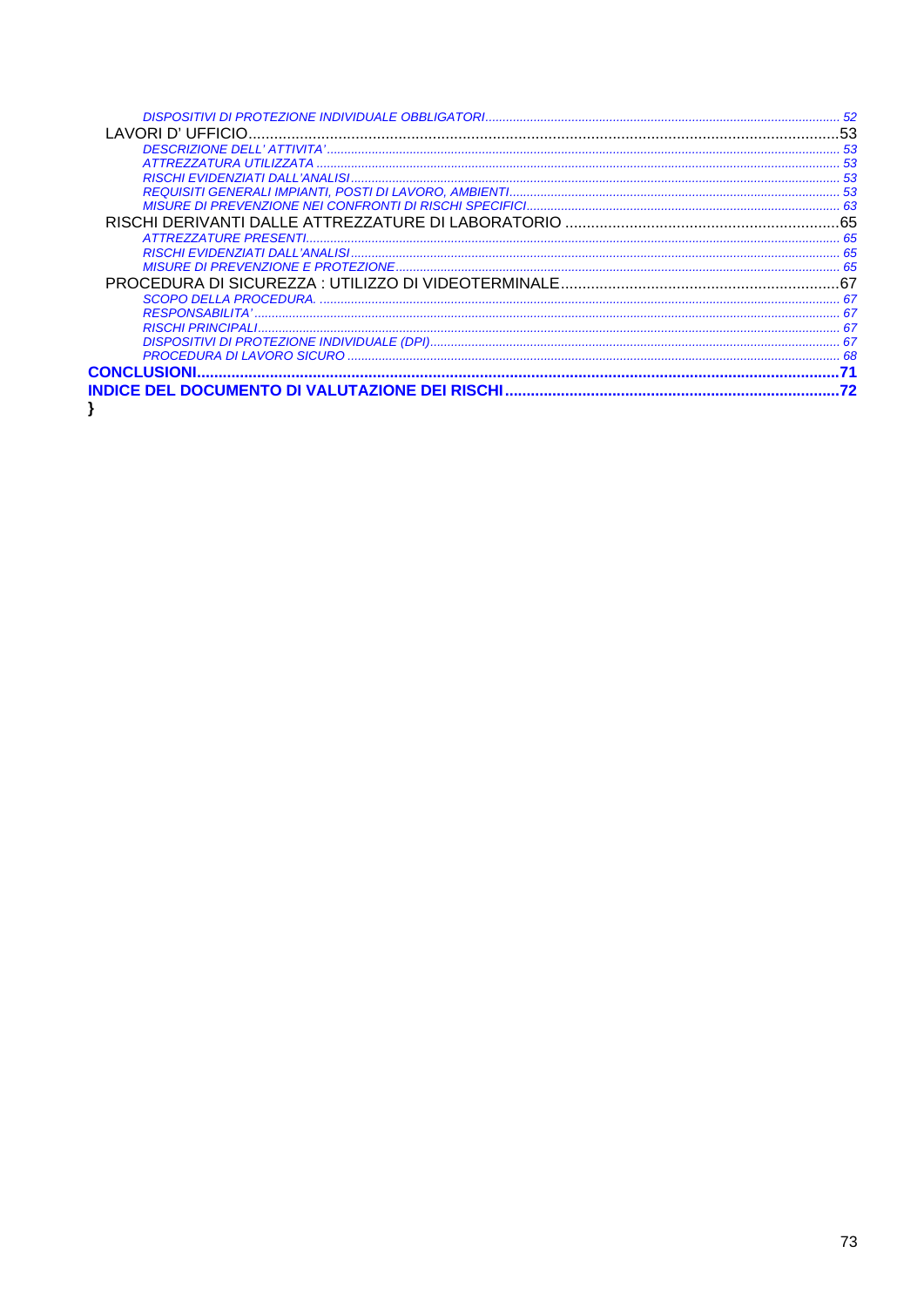*DISPOSITIVI DI PROTEZIONE INDIVIDUALE OBBLIGATORI* ..... 52

LAVORI D' UFFICIO ..... 53

*DESCRIZIONE DELL' ATTIVITA'* ..... 53

*ATTREZZATURA UTILIZZATA* ..... 53

*RISCHI EVIDENZIATI DALL'ANALISI* ..... 53

*REQUISITI GENERALI IMPIANTI, POSTI DI LAVORO, AMBIENTI* ..... 53

*MISURE DI PREVENZIONE NEI CONFRONTI DI RISCHI SPECIFICI* ..... 63

RISCHI DERIVANTI DALLE ATTREZZATURE DI LABORATORIO ..... 65

*ATTREZZATURE PRESENTI* ..... 65

*RISCHI EVIDENZIATI DALL'ANALISI* ..... 65

*MISURE DI PREVENZIONE E PROTEZIONE* ..... 65

PROCEDURA DI SICUREZZA : UTILIZZO DI VIDEOTERMINALE ..... 67

*SCOPO DELLA PROCEDURA.* ..... 67

*RESPONSABILITA'* ..... 67

*RISCHI PRINCIPALI* ..... 67

*DISPOSITIVI DI PROTEZIONE INDIVIDUALE (DPI)* ..... 67

*PROCEDURA DI LAVORO SICURO* ..... 68

**CONCLUSIONI ..... 71**

**INDICE DEL DOCUMENTO DI VALUTAZIONE DEI RISCHI ..... 72**

**}**